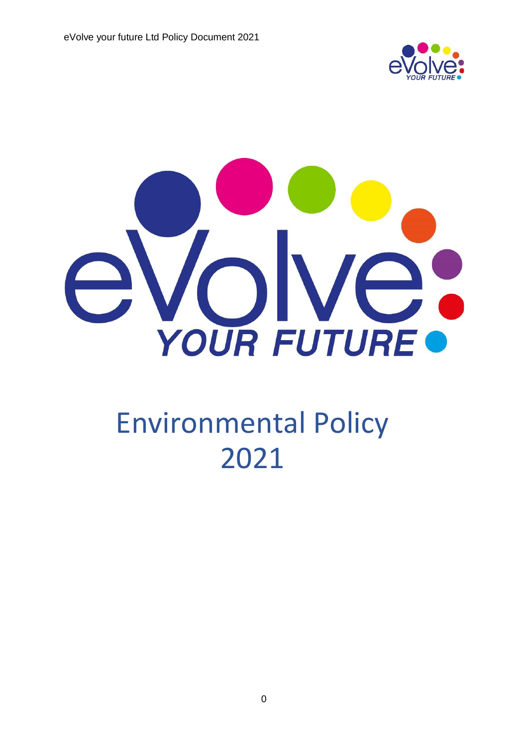# Environmental Policy 2021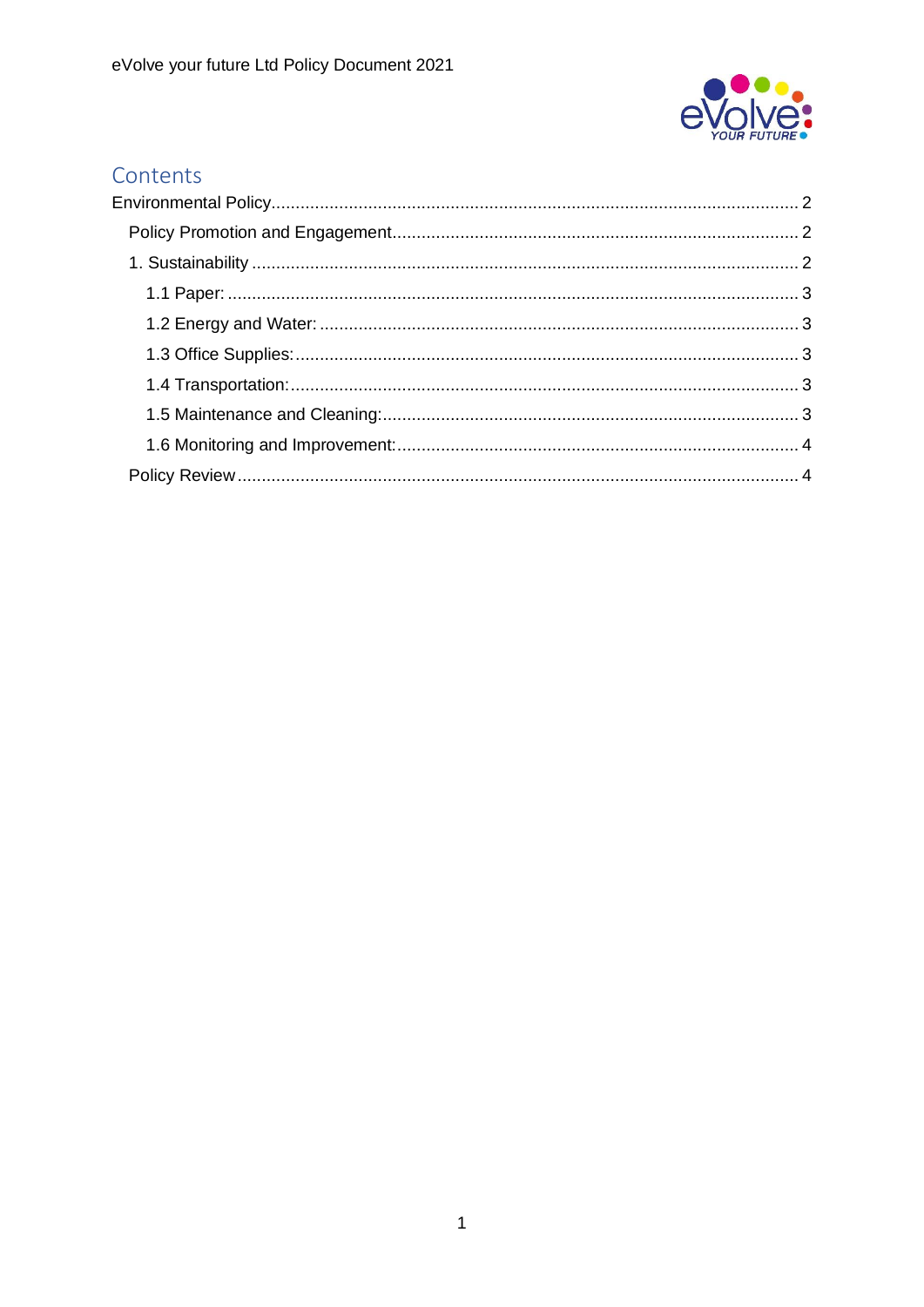## Contents

Environmental Policy ..... 2

- Policy Promotion and Engagement ..... 2
- 1. Sustainability ..... 2
  - 1.1 Paper: ..... 3
  - 1.2 Energy and Water: ..... 3
  - 1.3 Office Supplies: ..... 3
  - 1.4 Transportation: ..... 3
  - 1.5 Maintenance and Cleaning: ..... 3
  - 1.6 Monitoring and Improvement: ..... 4
- Policy Review ..... 4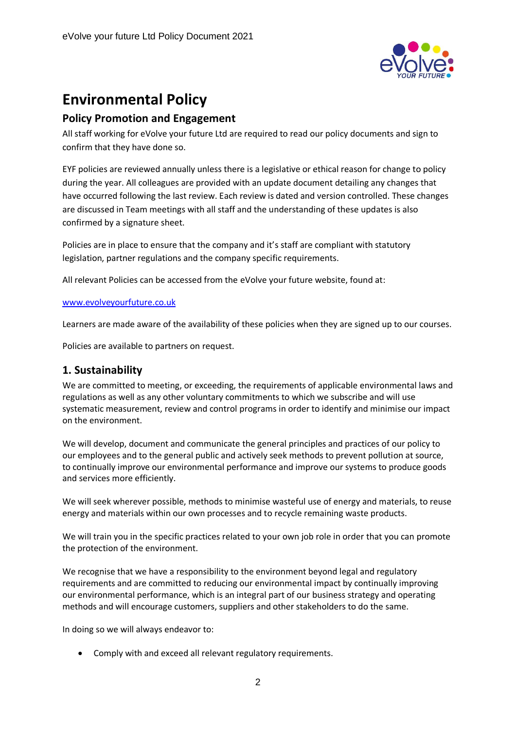# Environmental Policy

## Policy Promotion and Engagement

All staff working for eVolve your future Ltd are required to read our policy documents and sign to confirm that they have done so.

EYF policies are reviewed annually unless there is a legislative or ethical reason for change to policy during the year. All colleagues are provided with an update document detailing any changes that have occurred following the last review. Each review is dated and version controlled. These changes are discussed in Team meetings with all staff and the understanding of these updates is also confirmed by a signature sheet.

Policies are in place to ensure that the company and it's staff are compliant with statutory legislation, partner regulations and the company specific requirements.

All relevant Policies can be accessed from the eVolve your future website, found at:

[www.evolveyourfuture.co.uk](www.evolveyourfuture.co.uk)

Learners are made aware of the availability of these policies when they are signed up to our courses.

Policies are available to partners on request.

## 1. Sustainability

We are committed to meeting, or exceeding, the requirements of applicable environmental laws and regulations as well as any other voluntary commitments to which we subscribe and will use systematic measurement, review and control programs in order to identify and minimise our impact on the environment.

We will develop, document and communicate the general principles and practices of our policy to our employees and to the general public and actively seek methods to prevent pollution at source, to continually improve our environmental performance and improve our systems to produce goods and services more efficiently.

We will seek wherever possible, methods to minimise wasteful use of energy and materials, to reuse energy and materials within our own processes and to recycle remaining waste products.

We will train you in the specific practices related to your own job role in order that you can promote the protection of the environment.

We recognise that we have a responsibility to the environment beyond legal and regulatory requirements and are committed to reducing our environmental impact by continually improving our environmental performance, which is an integral part of our business strategy and operating methods and will encourage customers, suppliers and other stakeholders to do the same.

In doing so we will always endeavor to:

- Comply with and exceed all relevant regulatory requirements.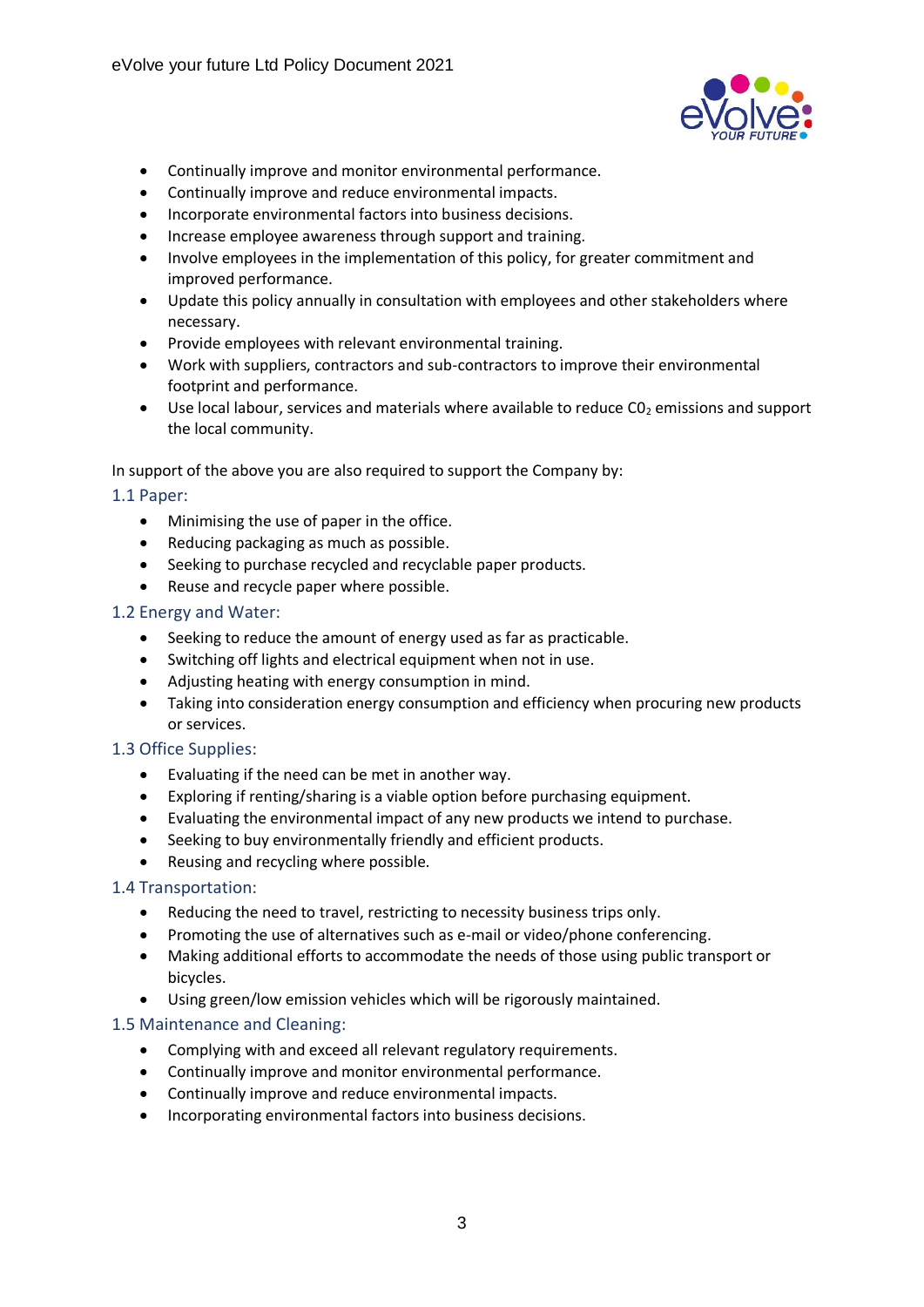- Continually improve and monitor environmental performance.
- Continually improve and reduce environmental impacts.
- Incorporate environmental factors into business decisions.
- Increase employee awareness through support and training.
- Involve employees in the implementation of this policy, for greater commitment and improved performance.
- Update this policy annually in consultation with employees and other stakeholders where necessary.
- Provide employees with relevant environmental training.
- Work with suppliers, contractors and sub-contractors to improve their environmental footprint and performance.
- Use local labour, services and materials where available to reduce $C0_2$ emissions and support the local community.

In support of the above you are also required to support the Company by:

### 1.1 Paper:

- Minimising the use of paper in the office.
- Reducing packaging as much as possible.
- Seeking to purchase recycled and recyclable paper products.
- Reuse and recycle paper where possible.

### 1.2 Energy and Water:

- Seeking to reduce the amount of energy used as far as practicable.
- Switching off lights and electrical equipment when not in use.
- Adjusting heating with energy consumption in mind.
- Taking into consideration energy consumption and efficiency when procuring new products or services.

### 1.3 Office Supplies:

- Evaluating if the need can be met in another way.
- Exploring if renting/sharing is a viable option before purchasing equipment.
- Evaluating the environmental impact of any new products we intend to purchase.
- Seeking to buy environmentally friendly and efficient products.
- Reusing and recycling where possible.

### 1.4 Transportation:

- Reducing the need to travel, restricting to necessity business trips only.
- Promoting the use of alternatives such as e-mail or video/phone conferencing.
- Making additional efforts to accommodate the needs of those using public transport or bicycles.
- Using green/low emission vehicles which will be rigorously maintained.

### 1.5 Maintenance and Cleaning:

- Complying with and exceed all relevant regulatory requirements.
- Continually improve and monitor environmental performance.
- Continually improve and reduce environmental impacts.
- Incorporating environmental factors into business decisions.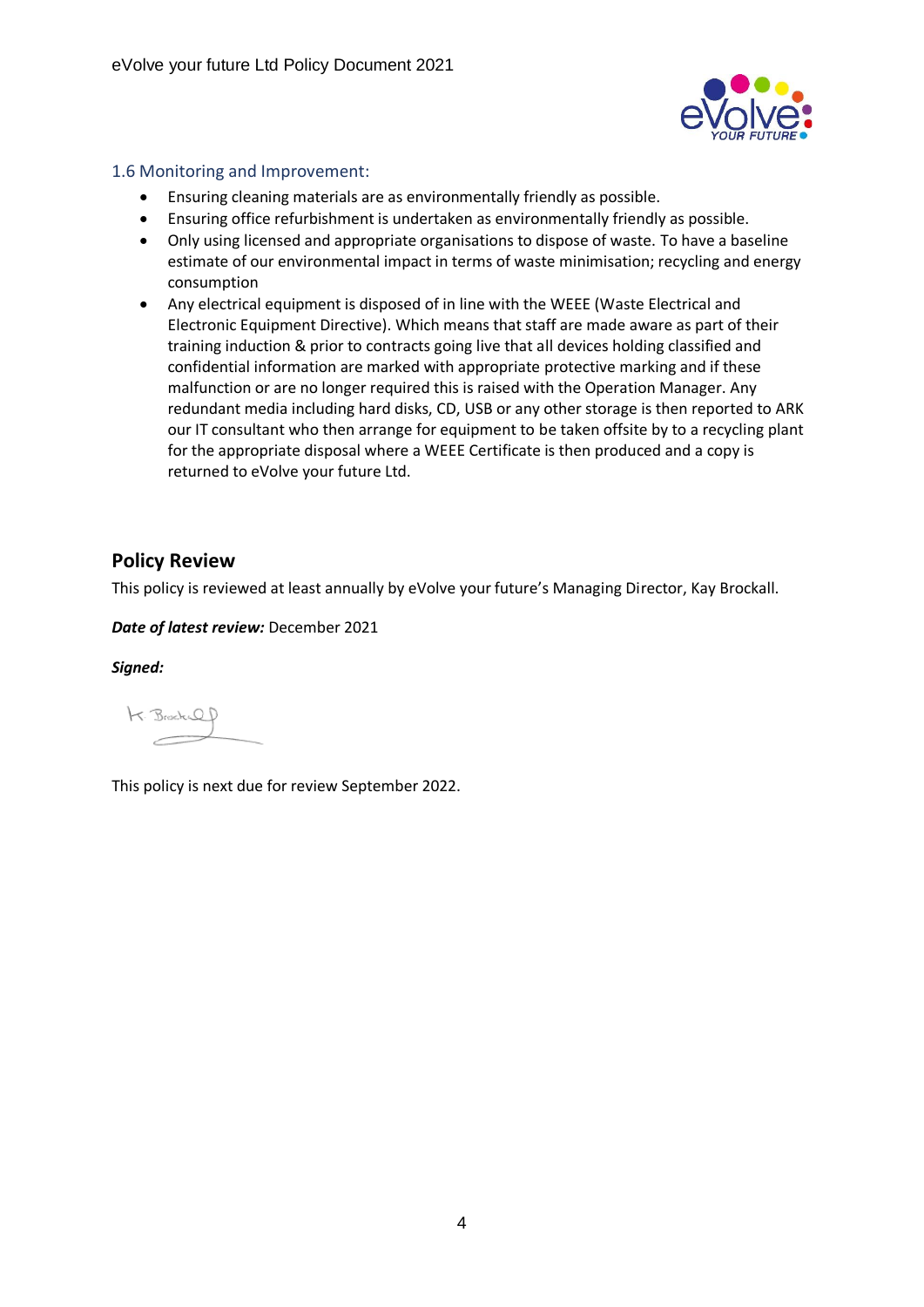### 1.6 Monitoring and Improvement:

- Ensuring cleaning materials are as environmentally friendly as possible.
- Ensuring office refurbishment is undertaken as environmentally friendly as possible.
- Only using licensed and appropriate organisations to dispose of waste. To have a baseline estimate of our environmental impact in terms of waste minimisation; recycling and energy consumption
- Any electrical equipment is disposed of in line with the WEEE (Waste Electrical and Electronic Equipment Directive). Which means that staff are made aware as part of their training induction & prior to contracts going live that all devices holding classified and confidential information are marked with appropriate protective marking and if these malfunction or are no longer required this is raised with the Operation Manager. Any redundant media including hard disks, CD, USB or any other storage is then reported to ARK our IT consultant who then arrange for equipment to be taken offsite by to a recycling plant for the appropriate disposal where a WEEE Certificate is then produced and a copy is returned to eVolve your future Ltd.

## Policy Review

This policy is reviewed at least annually by eVolve your future's Managing Director, Kay Brockall.

***Date of latest review:*** December 2021

***Signed:***

K Brockall

This policy is next due for review September 2022.